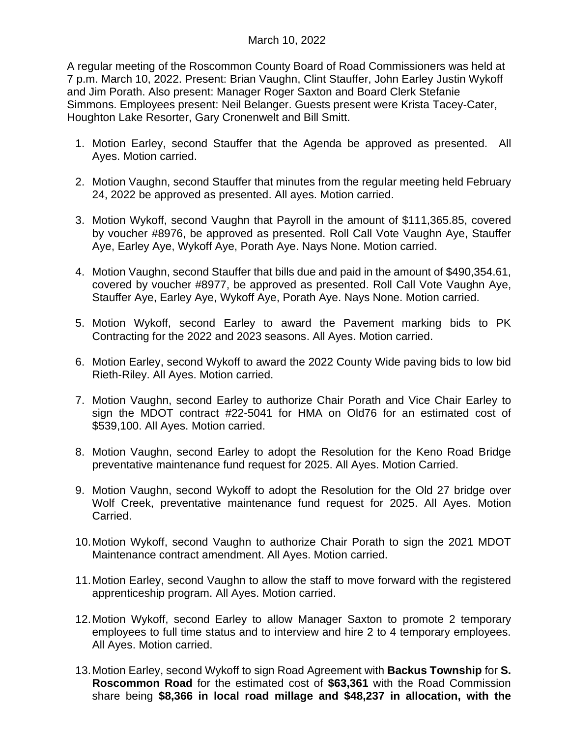March 10, 2022

A regular meeting of the Roscommon County Board of Road Commissioners was held at 7 p.m. March 10, 2022. Present: Brian Vaughn, Clint Stauffer, John Earley Justin Wykoff and Jim Porath. Also present: Manager Roger Saxton and Board Clerk Stefanie Simmons. Employees present: Neil Belanger. Guests present were Krista Tacey-Cater, Houghton Lake Resorter, Gary Cronenwelt and Bill Smitt.

1. Motion Earley, second Stauffer that the Agenda be approved as presented. All Ayes. Motion carried.

2. Motion Vaughn, second Stauffer that minutes from the regular meeting held February 24, 2022 be approved as presented. All ayes. Motion carried.

3. Motion Wykoff, second Vaughn that Payroll in the amount of $111,365.85, covered by voucher #8976, be approved as presented. Roll Call Vote Vaughn Aye, Stauffer Aye, Earley Aye, Wykoff Aye, Porath Aye. Nays None. Motion carried.

4. Motion Vaughn, second Stauffer that bills due and paid in the amount of $490,354.61, covered by voucher #8977, be approved as presented. Roll Call Vote Vaughn Aye, Stauffer Aye, Earley Aye, Wykoff Aye, Porath Aye. Nays None. Motion carried.

5. Motion Wykoff, second Earley to award the Pavement marking bids to PK Contracting for the 2022 and 2023 seasons. All Ayes. Motion carried.

6. Motion Earley, second Wykoff to award the 2022 County Wide paving bids to low bid Rieth-Riley. All Ayes. Motion carried.

7. Motion Vaughn, second Earley to authorize Chair Porath and Vice Chair Earley to sign the MDOT contract #22-5041 for HMA on Old76 for an estimated cost of $539,100. All Ayes. Motion carried.

8. Motion Vaughn, second Earley to adopt the Resolution for the Keno Road Bridge preventative maintenance fund request for 2025. All Ayes. Motion Carried.

9. Motion Vaughn, second Wykoff to adopt the Resolution for the Old 27 bridge over Wolf Creek, preventative maintenance fund request for 2025. All Ayes. Motion Carried.

10. Motion Wykoff, second Vaughn to authorize Chair Porath to sign the 2021 MDOT Maintenance contract amendment. All Ayes. Motion carried.

11. Motion Earley, second Vaughn to allow the staff to move forward with the registered apprenticeship program. All Ayes. Motion carried.

12. Motion Wykoff, second Earley to allow Manager Saxton to promote 2 temporary employees to full time status and to interview and hire 2 to 4 temporary employees. All Ayes. Motion carried.

13. Motion Earley, second Wykoff to sign Road Agreement with **Backus Township** for **S. Roscommon Road** for the estimated cost of **$63,361** with the Road Commission share being **$8,366 in local road millage and $48,237 in allocation, with the**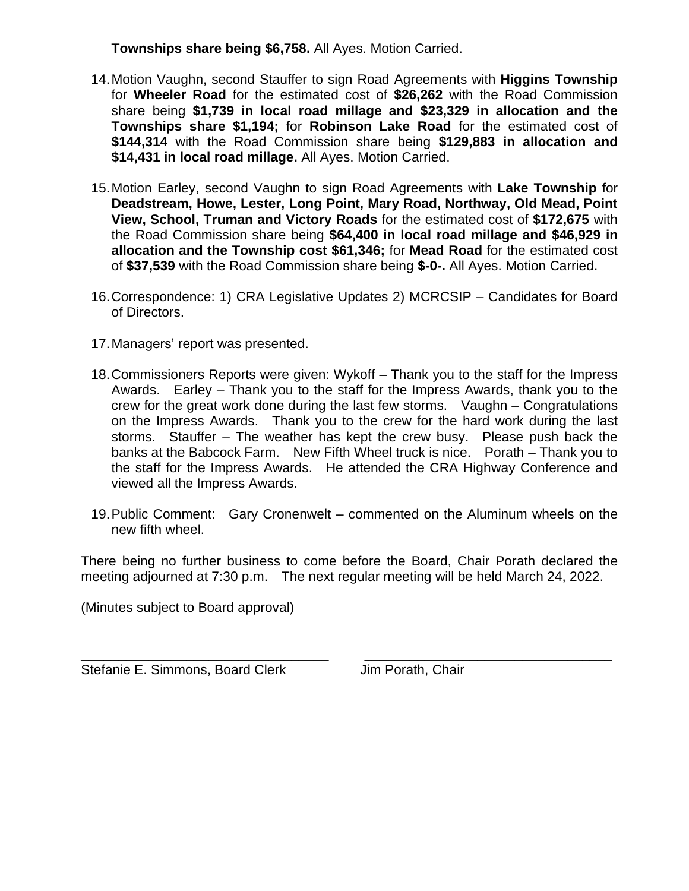**Townships share being $6,758.** All Ayes. Motion Carried.

14. Motion Vaughn, second Stauffer to sign Road Agreements with **Higgins Township** for **Wheeler Road** for the estimated cost of **$26,262** with the Road Commission share being **$1,739 in local road millage and $23,329 in allocation and the Townships share $1,194;** for **Robinson Lake Road** for the estimated cost of **$144,314** with the Road Commission share being **$129,883 in allocation and $14,431 in local road millage.** All Ayes. Motion Carried.

15. Motion Earley, second Vaughn to sign Road Agreements with **Lake Township** for **Deadstream, Howe, Lester, Long Point, Mary Road, Northway, Old Mead, Point View, School, Truman and Victory Roads** for the estimated cost of **$172,675** with the Road Commission share being **$64,400 in local road millage and $46,929 in allocation and the Township cost $61,346;** for **Mead Road** for the estimated cost of **$37,539** with the Road Commission share being **$-0-.** All Ayes. Motion Carried.

16. Correspondence: 1) CRA Legislative Updates 2) MCRCSIP – Candidates for Board of Directors.

17. Managers' report was presented.

18. Commissioners Reports were given: Wykoff – Thank you to the staff for the Impress Awards. Earley – Thank you to the staff for the Impress Awards, thank you to the crew for the great work done during the last few storms. Vaughn – Congratulations on the Impress Awards. Thank you to the crew for the hard work during the last storms. Stauffer – The weather has kept the crew busy. Please push back the banks at the Babcock Farm. New Fifth Wheel truck is nice. Porath – Thank you to the staff for the Impress Awards. He attended the CRA Highway Conference and viewed all the Impress Awards.

19. Public Comment: Gary Cronenwelt – commented on the Aluminum wheels on the new fifth wheel.

There being no further business to come before the Board, Chair Porath declared the meeting adjourned at 7:30 p.m. The next regular meeting will be held March 24, 2022.

(Minutes subject to Board approval)

\_\_\_\_\_\_\_\_\_\_\_\_\_\_\_\_\_\_\_\_\_\_\_\_\_\_\_\_\_\_\_\_\_\_ \_\_\_\_\_\_\_\_\_\_\_\_\_\_\_\_\_\_\_\_\_\_\_\_\_\_\_\_\_\_\_\_\_\_

Stefanie E. Simmons, Board Clerk        Jim Porath, Chair